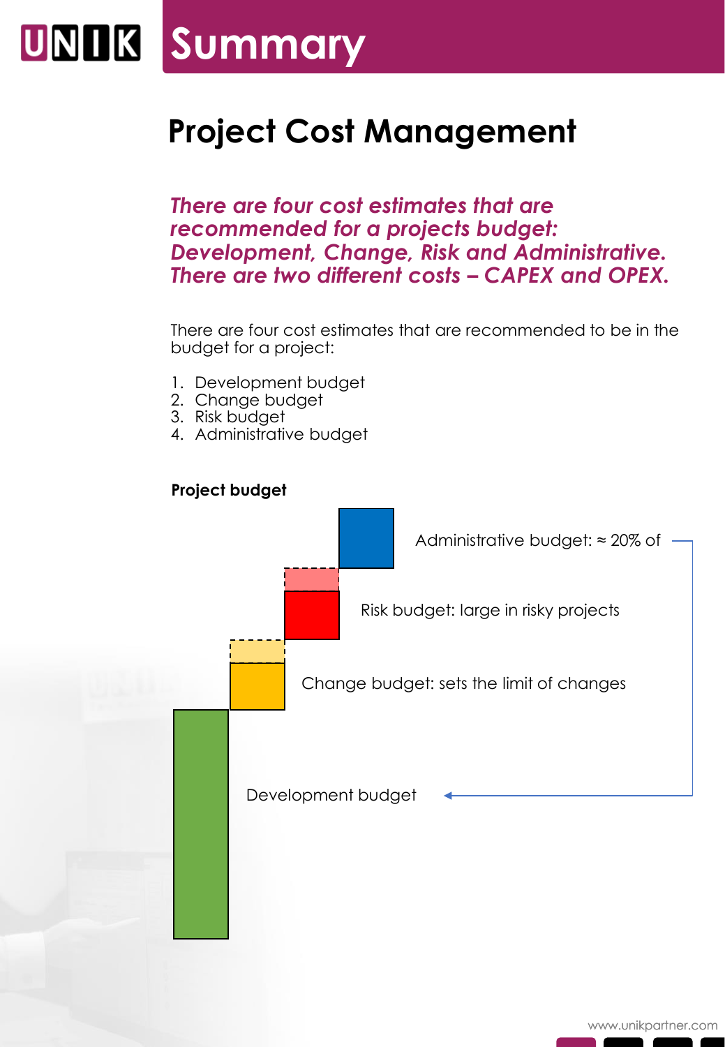# Summary

## Project Cost Management

***There are four cost estimates that are recommended for a projects budget: Development, Change, Risk and Administrative. There are two different costs – CAPEX and OPEX.***

There are four cost estimates that are recommended to be in the budget for a project:

1. Development budget
2. Change budget
3. Risk budget
4. Administrative budget

**Project budget**

Administrative budget: ≈ 20% of

Risk budget: large in risky projects

Change budget: sets the limit of changes

Development budget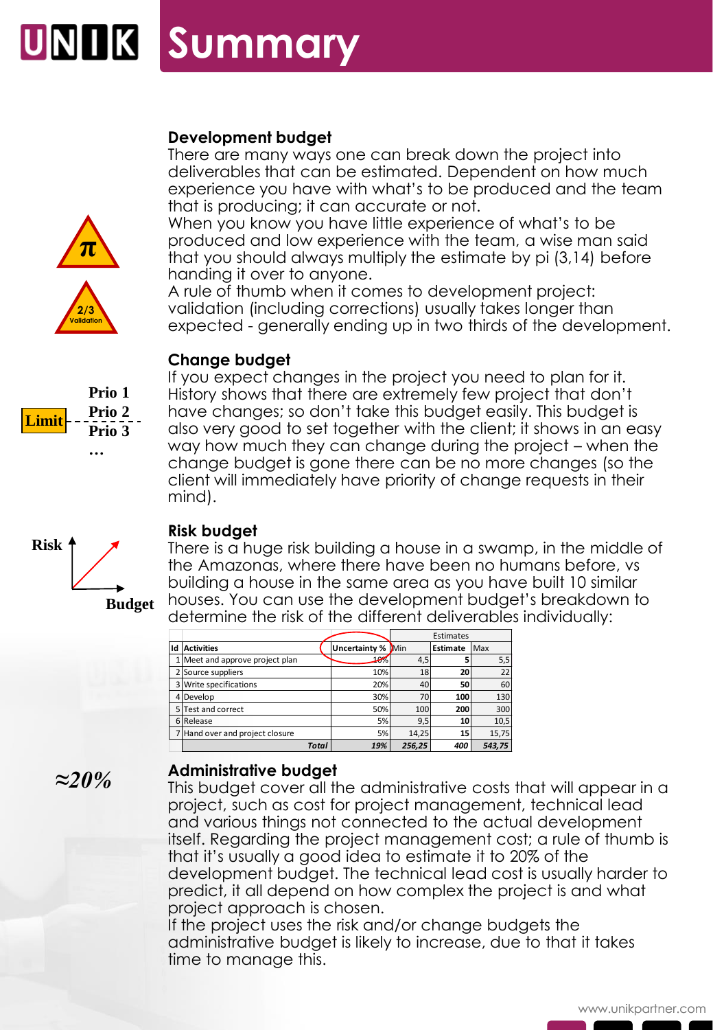# Summary

## Development budget

There are many ways one can break down the project into deliverables that can be estimated. Dependent on how much experience you have with what's to be produced and the team that is producing; it can accurate or not.
When you know you have little experience of what's to be produced and low experience with the team, a wise man said that you should always multiply the estimate by pi (3,14) before handing it over to anyone.
A rule of thumb when it comes to development project: validation (including corrections) usually takes longer than expected - generally ending up in two thirds of the development.

## Change budget

If you expect changes in the project you need to plan for it. History shows that there are extremely few project that don't have changes; so don't take this budget easily. This budget is also very good to set together with the client; it shows in an easy way how much they can change during the project – when the change budget is gone there can be no more changes (so the client will immediately have priority of change requests in their mind).

## Risk budget

There is a huge risk building a house in a swamp, in the middle of the Amazonas, where there have been no humans before, vs building a house in the same area as you have built 10 similar houses. You can use the development budget's breakdown to determine the risk of the different deliverables individually:

| | | | Estimates | | |
|---|---|---|---|---|---|
| Id | Activities | Uncertainty % | Min | Estimate | Max |
| 1 | Meet and approve project plan | 10% | 4,5 | **5** | 5,5 |
| 2 | Source suppliers | 10% | 18 | **20** | 22 |
| 3 | Write specifications | 20% | 40 | **50** | 60 |
| 4 | Develop | 30% | 70 | **100** | 130 |
| 5 | Test and correct | 50% | 100 | **200** | 300 |
| 6 | Release | 5% | 9,5 | **10** | 10,5 |
| 7 | Hand over and project closure | 5% | 14,25 | **15** | 15,75 |
| | ***Total*** | ***19%*** | ***256,25*** | ***400*** | ***543,75*** |

## Administrative budget

*≈20%*

This budget cover all the administrative costs that will appear in a project, such as cost for project management, technical lead and various things not connected to the actual development itself. Regarding the project management cost; a rule of thumb is that it's usually a good idea to estimate it to 20% of the development budget. The technical lead cost is usually harder to predict, it all depend on how complex the project is and what project approach is chosen.
If the project uses the risk and/or change budgets the administrative budget is likely to increase, due to that it takes time to manage this.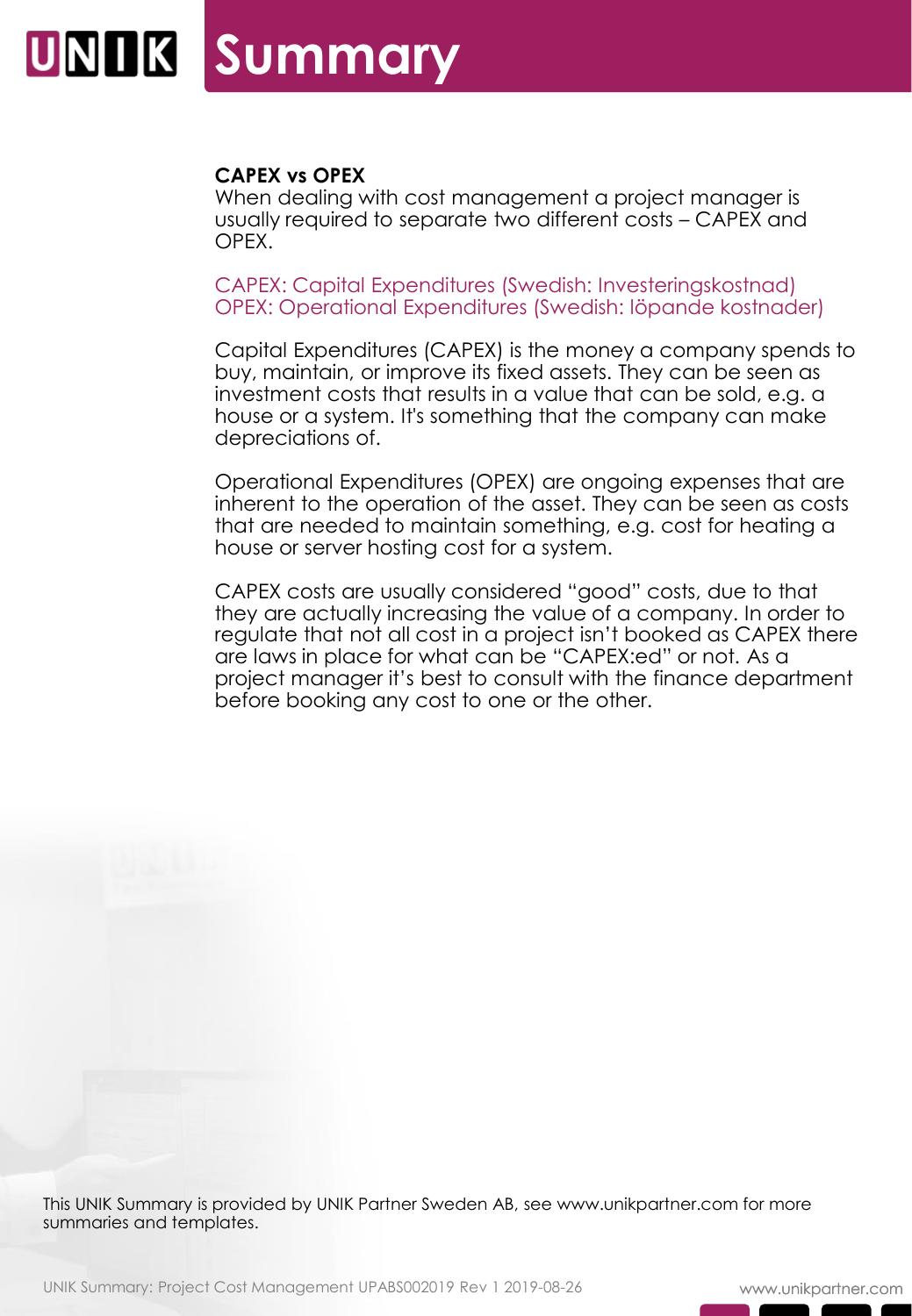# Summary

**CAPEX vs OPEX**
When dealing with cost management a project manager is usually required to separate two different costs – CAPEX and OPEX.

CAPEX: Capital Expenditures (Swedish: Investeringskostnad)
OPEX: Operational Expenditures (Swedish: löpande kostnader)

Capital Expenditures (CAPEX) is the money a company spends to buy, maintain, or improve its fixed assets. They can be seen as investment costs that results in a value that can be sold, e.g. a house or a system. It's something that the company can make depreciations of.

Operational Expenditures (OPEX) are ongoing expenses that are inherent to the operation of the asset. They can be seen as costs that are needed to maintain something, e.g. cost for heating a house or server hosting cost for a system.

CAPEX costs are usually considered "good" costs, due to that they are actually increasing the value of a company. In order to regulate that not all cost in a project isn't booked as CAPEX there are laws in place for what can be "CAPEX:ed" or not. As a project manager it's best to consult with the finance department before booking any cost to one or the other.

This UNIK Summary is provided by UNIK Partner Sweden AB, see www.unikpartner.com for more summaries and templates.